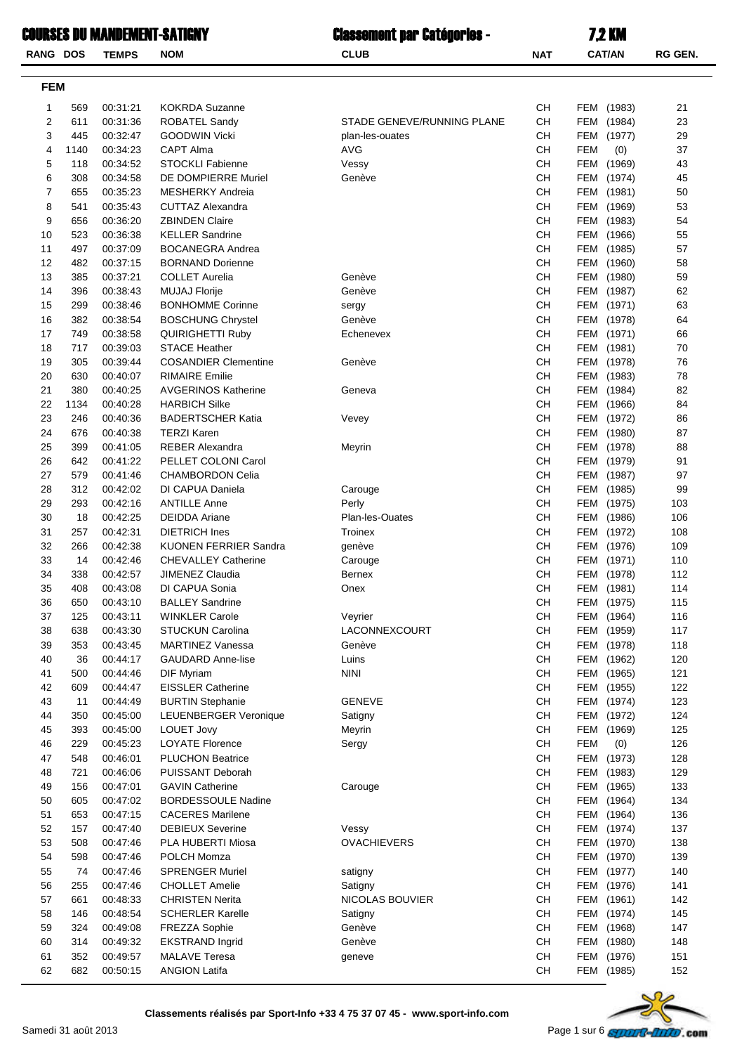# COURSES DU MANDEMENT-SATIGNY

## Classement par Catégories - 7,2 KM

### FEM

| RANG | DOS | TEMPS | NOM | CLUB | NAT | CAT/AN | RG GEN. |
|---|---|---|---|---|---|---|---|
| 1 | 569 | 00:31:21 | KOKRDA Suzanne | | CH | FEM (1983) | 21 |
| 2 | 611 | 00:31:36 | ROBATEL Sandy | STADE GENEVE/RUNNING PLANE | CH | FEM (1984) | 23 |
| 3 | 445 | 00:32:47 | GOODWIN Vicki | plan-les-ouates | CH | FEM (1977) | 29 |
| 4 | 1140 | 00:34:23 | CAPT Alma | AVG | CH | FEM (0) | 37 |
| 5 | 118 | 00:34:52 | STOCKLI Fabienne | Vessy | CH | FEM (1969) | 43 |
| 6 | 308 | 00:34:58 | DE DOMPIERRE Muriel | Genève | CH | FEM (1974) | 45 |
| 7 | 655 | 00:35:23 | MESHERKY Andreia | | CH | FEM (1981) | 50 |
| 8 | 541 | 00:35:43 | CUTTAZ Alexandra | | CH | FEM (1969) | 53 |
| 9 | 656 | 00:36:20 | ZBINDEN Claire | | CH | FEM (1983) | 54 |
| 10 | 523 | 00:36:38 | KELLER Sandrine | | CH | FEM (1966) | 55 |
| 11 | 497 | 00:37:09 | BOCANEGRA Andrea | | CH | FEM (1985) | 57 |
| 12 | 482 | 00:37:15 | BORNAND Dorienne | | CH | FEM (1960) | 58 |
| 13 | 385 | 00:37:21 | COLLET Aurelia | Genève | CH | FEM (1980) | 59 |
| 14 | 396 | 00:38:43 | MUJAJ Florije | Genève | CH | FEM (1987) | 62 |
| 15 | 299 | 00:38:46 | BONHOMME Corinne | sergy | CH | FEM (1971) | 63 |
| 16 | 382 | 00:38:54 | BOSCHUNG Chrystel | Genève | CH | FEM (1978) | 64 |
| 17 | 749 | 00:38:58 | QUIRIGHETTI Ruby | Echenevex | CH | FEM (1971) | 66 |
| 18 | 717 | 00:39:03 | STACE Heather | | CH | FEM (1981) | 70 |
| 19 | 305 | 00:39:44 | COSANDIER Clementine | Genève | CH | FEM (1978) | 76 |
| 20 | 630 | 00:40:07 | RIMAIRE Emilie | | CH | FEM (1983) | 78 |
| 21 | 380 | 00:40:25 | AVGERINOS Katherine | Geneva | CH | FEM (1984) | 82 |
| 22 | 1134 | 00:40:28 | HARBICH Silke | | CH | FEM (1966) | 84 |
| 23 | 246 | 00:40:36 | BADERTSCHER Katia | Vevey | CH | FEM (1972) | 86 |
| 24 | 676 | 00:40:38 | TERZI Karen | | CH | FEM (1980) | 87 |
| 25 | 399 | 00:41:05 | REBER Alexandra | Meyrin | CH | FEM (1978) | 88 |
| 26 | 642 | 00:41:22 | PELLET COLONI Carol | | CH | FEM (1979) | 91 |
| 27 | 579 | 00:41:46 | CHAMBORDON Celia | | CH | FEM (1987) | 97 |
| 28 | 312 | 00:42:02 | DI CAPUA Daniela | Carouge | CH | FEM (1985) | 99 |
| 29 | 293 | 00:42:16 | ANTILLE Anne | Perly | CH | FEM (1975) | 103 |
| 30 | 18 | 00:42:25 | DEIDDA Ariane | Plan-les-Ouates | CH | FEM (1986) | 106 |
| 31 | 257 | 00:42:31 | DIETRICH Ines | Troinex | CH | FEM (1972) | 108 |
| 32 | 266 | 00:42:38 | KUONEN FERRIER Sandra | genève | CH | FEM (1976) | 109 |
| 33 | 14 | 00:42:46 | CHEVALLEY Catherine | Carouge | CH | FEM (1971) | 110 |
| 34 | 338 | 00:42:57 | JIMENEZ Claudia | Bernex | CH | FEM (1978) | 112 |
| 35 | 408 | 00:43:08 | DI CAPUA Sonia | Onex | CH | FEM (1981) | 114 |
| 36 | 650 | 00:43:10 | BALLEY Sandrine | | CH | FEM (1975) | 115 |
| 37 | 125 | 00:43:11 | WINKLER Carole | Veyrier | CH | FEM (1964) | 116 |
| 38 | 638 | 00:43:30 | STUCKUN Carolina | LACONNEXCOURT | CH | FEM (1959) | 117 |
| 39 | 353 | 00:43:45 | MARTINEZ Vanessa | Genève | CH | FEM (1978) | 118 |
| 40 | 36 | 00:44:17 | GAUDARD Anne-lise | Luins | CH | FEM (1962) | 120 |
| 41 | 500 | 00:44:46 | DIF Myriam | NINI | CH | FEM (1965) | 121 |
| 42 | 609 | 00:44:47 | EISSLER Catherine | | CH | FEM (1955) | 122 |
| 43 | 11 | 00:44:49 | BURTIN Stephanie | GENEVE | CH | FEM (1974) | 123 |
| 44 | 350 | 00:45:00 | LEUENBERGER Veronique | Satigny | CH | FEM (1972) | 124 |
| 45 | 393 | 00:45:00 | LOUET Jovy | Meyrin | CH | FEM (1969) | 125 |
| 46 | 229 | 00:45:23 | LOYATE Florence | Sergy | CH | FEM (0) | 126 |
| 47 | 548 | 00:46:01 | PLUCHON Beatrice | | CH | FEM (1973) | 128 |
| 48 | 721 | 00:46:06 | PUISSANT Deborah | | CH | FEM (1983) | 129 |
| 49 | 156 | 00:47:01 | GAVIN Catherine | Carouge | CH | FEM (1965) | 133 |
| 50 | 605 | 00:47:02 | BORDESSOULE Nadine | | CH | FEM (1964) | 134 |
| 51 | 653 | 00:47:15 | CACERES Marilene | | CH | FEM (1964) | 136 |
| 52 | 157 | 00:47:40 | DEBIEUX Severine | Vessy | CH | FEM (1974) | 137 |
| 53 | 508 | 00:47:46 | PLA HUBERTI Miosa | OVACHIEVERS | CH | FEM (1970) | 138 |
| 54 | 598 | 00:47:46 | POLCH Momza | | CH | FEM (1970) | 139 |
| 55 | 74 | 00:47:46 | SPRENGER Muriel | satigny | CH | FEM (1977) | 140 |
| 56 | 255 | 00:47:46 | CHOLLET Amelie | Satigny | CH | FEM (1976) | 141 |
| 57 | 661 | 00:48:33 | CHRISTEN Nerita | NICOLAS BOUVIER | CH | FEM (1961) | 142 |
| 58 | 146 | 00:48:54 | SCHERLER Karelle | Satigny | CH | FEM (1974) | 145 |
| 59 | 324 | 00:49:08 | FREZZA Sophie | Genève | CH | FEM (1968) | 147 |
| 60 | 314 | 00:49:32 | EKSTRAND Ingrid | Genève | CH | FEM (1980) | 148 |
| 61 | 352 | 00:49:57 | MALAVE Teresa | geneve | CH | FEM (1976) | 151 |
| 62 | 682 | 00:50:15 | ANGION Latifa | | CH | FEM (1985) | 152 |

Classements réalisés par Sport-Info +33 4 75 37 07 45 - www.sport-info.com

Samedi 31 août 2013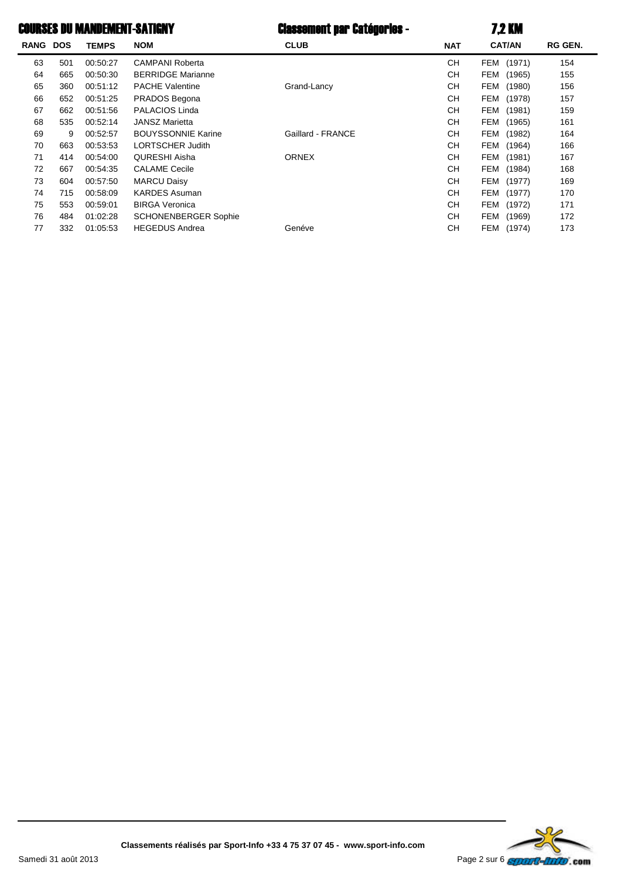# COURSES DU MANDEMENT-SATIGNY

## Classement par Catégories - 7,2 KM

| RANG | DOS | TEMPS | NOM | CLUB | NAT | CAT/AN | RG GEN. |
|---|---|---|---|---|---|---|---|
| 63 | 501 | 00:50:27 | CAMPANI Roberta | | CH | FEM (1971) | 154 |
| 64 | 665 | 00:50:30 | BERRIDGE Marianne | | CH | FEM (1965) | 155 |
| 65 | 360 | 00:51:12 | PACHE Valentine | Grand-Lancy | CH | FEM (1980) | 156 |
| 66 | 652 | 00:51:25 | PRADOS Begona | | CH | FEM (1978) | 157 |
| 67 | 662 | 00:51:56 | PALACIOS Linda | | CH | FEM (1981) | 159 |
| 68 | 535 | 00:52:14 | JANSZ Marietta | | CH | FEM (1965) | 161 |
| 69 | 9 | 00:52:57 | BOUYSSONNIE Karine | Gaillard - FRANCE | CH | FEM (1982) | 164 |
| 70 | 663 | 00:53:53 | LORTSCHER Judith | | CH | FEM (1964) | 166 |
| 71 | 414 | 00:54:00 | QURESHI Aisha | ORNEX | CH | FEM (1981) | 167 |
| 72 | 667 | 00:54:35 | CALAME Cecile | | CH | FEM (1984) | 168 |
| 73 | 604 | 00:57:50 | MARCU Daisy | | CH | FEM (1977) | 169 |
| 74 | 715 | 00:58:09 | KARDES Asuman | | CH | FEM (1977) | 170 |
| 75 | 553 | 00:59:01 | BIRGA Veronica | | CH | FEM (1972) | 171 |
| 76 | 484 | 01:02:28 | SCHONENBERGER Sophie | | CH | FEM (1969) | 172 |
| 77 | 332 | 01:05:53 | HEGEDUS Andrea | Genéve | CH | FEM (1974) | 173 |

**Classements réalisés par Sport-Info +33 4 75 37 07 45 - www.sport-info.com**

Samedi 31 août 2013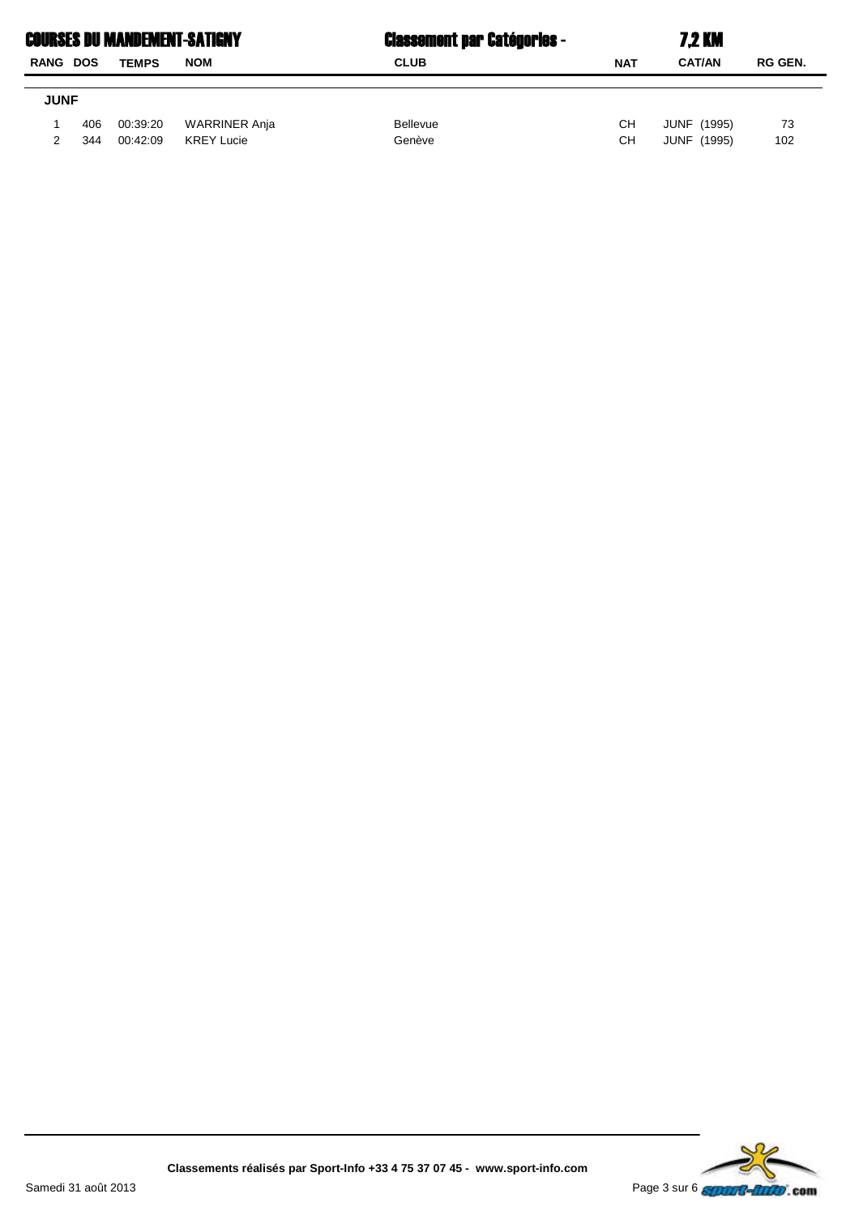# COURSES DU MANDEMENT-SATIGNY

## Classement par Catégories - 7,2 KM

| RANG | DOS | TEMPS | NOM | CLUB | NAT | CAT/AN | RG GEN. |
|---|---|---|---|---|---|---|---|
| **JUNF** | | | | | | | |
| 1 | 406 | 00:39:20 | WARRINER Anja | Bellevue | CH | JUNF (1995) | 73 |
| 2 | 344 | 00:42:09 | KREY Lucie | Genève | CH | JUNF (1995) | 102 |

Classements réalisés par Sport-Info +33 4 75 37 07 45 - www.sport-info.com

Samedi 31 août 2013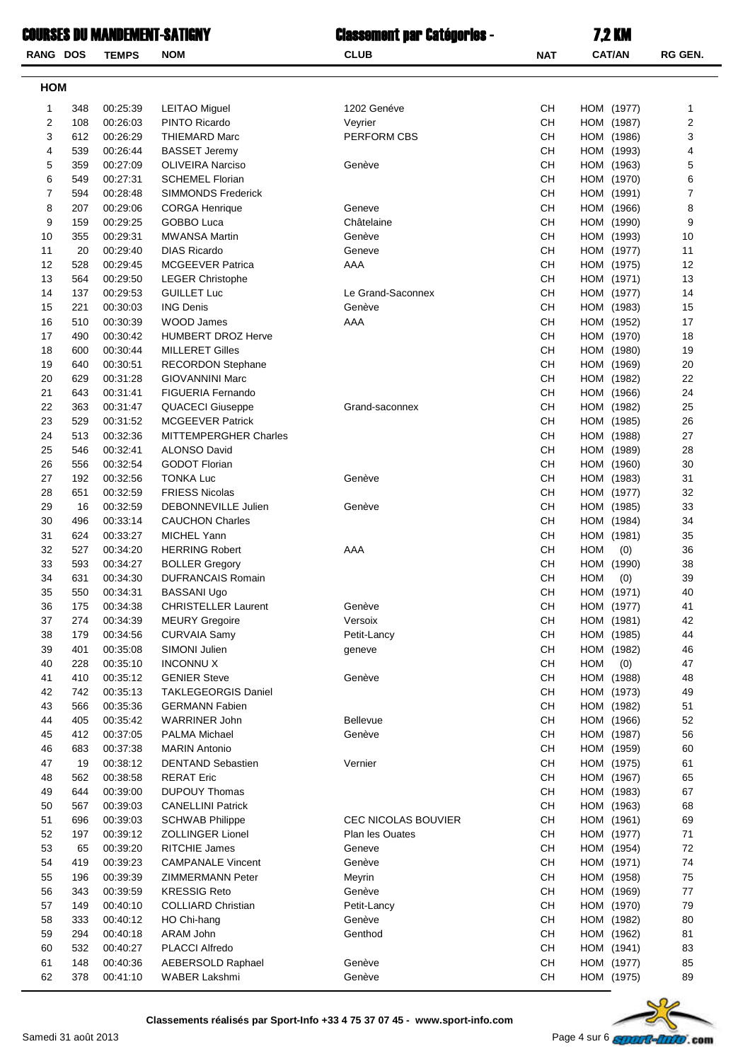# COURSES DU MANDEMENT-SATIGNY

## Classement par Catégories - 7,2 KM

| RANG | DOS | TEMPS | NOM | CLUB | NAT | CAT/AN | RG GEN. |
|---|---|---|---|---|---|---|---|
| **HOM** | | | | | | | |
| 1 | 348 | 00:25:39 | LEITAO Miguel | 1202 Genéve | CH | HOM (1977) | 1 |
| 2 | 108 | 00:26:03 | PINTO Ricardo | Veyrier | CH | HOM (1987) | 2 |
| 3 | 612 | 00:26:29 | THIEMARD Marc | PERFORM CBS | CH | HOM (1986) | 3 |
| 4 | 539 | 00:26:44 | BASSET Jeremy | | CH | HOM (1993) | 4 |
| 5 | 359 | 00:27:09 | OLIVEIRA Narciso | Genève | CH | HOM (1963) | 5 |
| 6 | 549 | 00:27:31 | SCHEMEL Florian | | CH | HOM (1970) | 6 |
| 7 | 594 | 00:28:48 | SIMMONDS Frederick | | CH | HOM (1991) | 7 |
| 8 | 207 | 00:29:06 | CORGA Henrique | Geneve | CH | HOM (1966) | 8 |
| 9 | 159 | 00:29:25 | GOBBO Luca | Châtelaine | CH | HOM (1990) | 9 |
| 10 | 355 | 00:29:31 | MWANSA Martin | Genève | CH | HOM (1993) | 10 |
| 11 | 20 | 00:29:40 | DIAS Ricardo | Geneve | CH | HOM (1977) | 11 |
| 12 | 528 | 00:29:45 | MCGEEVER Patrica | AAA | CH | HOM (1975) | 12 |
| 13 | 564 | 00:29:50 | LEGER Christophe | | CH | HOM (1971) | 13 |
| 14 | 137 | 00:29:53 | GUILLET Luc | Le Grand-Saconnex | CH | HOM (1977) | 14 |
| 15 | 221 | 00:30:03 | ING Denis | Genève | CH | HOM (1983) | 15 |
| 16 | 510 | 00:30:39 | WOOD James | AAA | CH | HOM (1952) | 17 |
| 17 | 490 | 00:30:42 | HUMBERT DROZ Herve | | CH | HOM (1970) | 18 |
| 18 | 600 | 00:30:44 | MILLERET Gilles | | CH | HOM (1980) | 19 |
| 19 | 640 | 00:30:51 | RECORDON Stephane | | CH | HOM (1969) | 20 |
| 20 | 629 | 00:31:28 | GIOVANNINI Marc | | CH | HOM (1982) | 22 |
| 21 | 643 | 00:31:41 | FIGUERIA Fernando | | CH | HOM (1966) | 24 |
| 22 | 363 | 00:31:47 | QUACECI Giuseppe | Grand-saconnex | CH | HOM (1982) | 25 |
| 23 | 529 | 00:31:52 | MCGEEVER Patrick | | CH | HOM (1985) | 26 |
| 24 | 513 | 00:32:36 | MITTEMPERGHER Charles | | CH | HOM (1988) | 27 |
| 25 | 546 | 00:32:41 | ALONSO David | | CH | HOM (1989) | 28 |
| 26 | 556 | 00:32:54 | GODOT Florian | | CH | HOM (1960) | 30 |
| 27 | 192 | 00:32:56 | TONKA Luc | Genève | CH | HOM (1983) | 31 |
| 28 | 651 | 00:32:59 | FRIESS Nicolas | | CH | HOM (1977) | 32 |
| 29 | 16 | 00:32:59 | DEBONNEVILLE Julien | Genève | CH | HOM (1985) | 33 |
| 30 | 496 | 00:33:14 | CAUCHON Charles | | CH | HOM (1984) | 34 |
| 31 | 624 | 00:33:27 | MICHEL Yann | | CH | HOM (1981) | 35 |
| 32 | 527 | 00:34:20 | HERRING Robert | AAA | CH | HOM (0) | 36 |
| 33 | 593 | 00:34:27 | BOLLER Gregory | | CH | HOM (1990) | 38 |
| 34 | 631 | 00:34:30 | DUFRANCAIS Romain | | CH | HOM (0) | 39 |
| 35 | 550 | 00:34:31 | BASSANI Ugo | | CH | HOM (1971) | 40 |
| 36 | 175 | 00:34:38 | CHRISTELLER Laurent | Genève | CH | HOM (1977) | 41 |
| 37 | 274 | 00:34:39 | MEURY Gregoire | Versoix | CH | HOM (1981) | 42 |
| 38 | 179 | 00:34:56 | CURVAIA Samy | Petit-Lancy | CH | HOM (1985) | 44 |
| 39 | 401 | 00:35:08 | SIMONI Julien | geneve | CH | HOM (1982) | 46 |
| 40 | 228 | 00:35:10 | INCONNU X | | CH | HOM (0) | 47 |
| 41 | 410 | 00:35:12 | GENIER Steve | Genève | CH | HOM (1988) | 48 |
| 42 | 742 | 00:35:13 | TAKLEGEORGIS Daniel | | CH | HOM (1973) | 49 |
| 43 | 566 | 00:35:36 | GERMANN Fabien | | CH | HOM (1982) | 51 |
| 44 | 405 | 00:35:42 | WARRINER John | Bellevue | CH | HOM (1966) | 52 |
| 45 | 412 | 00:37:05 | PALMA Michael | Genève | CH | HOM (1987) | 56 |
| 46 | 683 | 00:37:38 | MARIN Antonio | | CH | HOM (1959) | 60 |
| 47 | 19 | 00:38:12 | DENTAND Sebastien | Vernier | CH | HOM (1975) | 61 |
| 48 | 562 | 00:38:58 | RERAT Eric | | CH | HOM (1967) | 65 |
| 49 | 644 | 00:39:00 | DUPOUY Thomas | | CH | HOM (1983) | 67 |
| 50 | 567 | 00:39:03 | CANELLINI Patrick | | CH | HOM (1963) | 68 |
| 51 | 696 | 00:39:03 | SCHWAB Philippe | CEC NICOLAS BOUVIER | CH | HOM (1961) | 69 |
| 52 | 197 | 00:39:12 | ZOLLINGER Lionel | Plan les Ouates | CH | HOM (1977) | 71 |
| 53 | 65 | 00:39:20 | RITCHIE James | Geneve | CH | HOM (1954) | 72 |
| 54 | 419 | 00:39:23 | CAMPANALE Vincent | Genève | CH | HOM (1971) | 74 |
| 55 | 196 | 00:39:39 | ZIMMERMANN Peter | Meyrin | CH | HOM (1958) | 75 |
| 56 | 343 | 00:39:59 | KRESSIG Reto | Genève | CH | HOM (1969) | 77 |
| 57 | 149 | 00:40:10 | COLLIARD Christian | Petit-Lancy | CH | HOM (1970) | 79 |
| 58 | 333 | 00:40:12 | HO Chi-hang | Genève | CH | HOM (1982) | 80 |
| 59 | 294 | 00:40:18 | ARAM John | Genthod | CH | HOM (1962) | 81 |
| 60 | 532 | 00:40:27 | PLACCI Alfredo | | CH | HOM (1941) | 83 |
| 61 | 148 | 00:40:36 | AEBERSOLD Raphael | Genève | CH | HOM (1977) | 85 |
| 62 | 378 | 00:41:10 | WABER Lakshmi | Genève | CH | HOM (1975) | 89 |

Classements réalisés par Sport-Info +33 4 75 37 07 45 - www.sport-info.com

Samedi 31 août 2013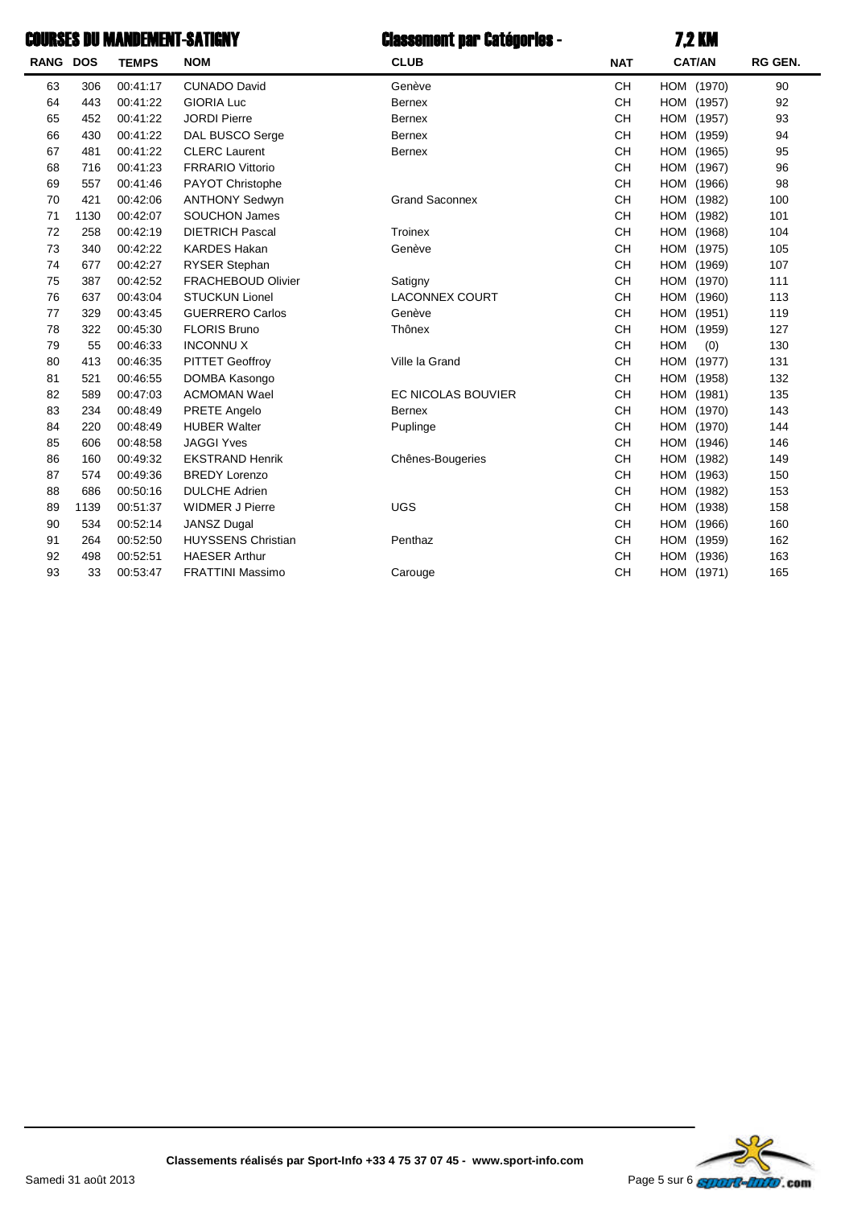# COURSES DU MANDEMENT-SATIGNY

## Classement par Catégories - 7,2 KM

| RANG | DOS | TEMPS | NOM | CLUB | NAT | CAT/AN | RG GEN. |
|---|---|---|---|---|---|---|---|
| 63 | 306 | 00:41:17 | CUNADO David | Genève | CH | HOM (1970) | 90 |
| 64 | 443 | 00:41:22 | GIORIA Luc | Bernex | CH | HOM (1957) | 92 |
| 65 | 452 | 00:41:22 | JORDI Pierre | Bernex | CH | HOM (1957) | 93 |
| 66 | 430 | 00:41:22 | DAL BUSCO Serge | Bernex | CH | HOM (1959) | 94 |
| 67 | 481 | 00:41:22 | CLERC Laurent | Bernex | CH | HOM (1965) | 95 |
| 68 | 716 | 00:41:23 | FRRARIO Vittorio | | CH | HOM (1967) | 96 |
| 69 | 557 | 00:41:46 | PAYOT Christophe | | CH | HOM (1966) | 98 |
| 70 | 421 | 00:42:06 | ANTHONY Sedwyn | Grand Saconnex | CH | HOM (1982) | 100 |
| 71 | 1130 | 00:42:07 | SOUCHON James | | CH | HOM (1982) | 101 |
| 72 | 258 | 00:42:19 | DIETRICH Pascal | Troinex | CH | HOM (1968) | 104 |
| 73 | 340 | 00:42:22 | KARDES Hakan | Genève | CH | HOM (1975) | 105 |
| 74 | 677 | 00:42:27 | RYSER Stephan | | CH | HOM (1969) | 107 |
| 75 | 387 | 00:42:52 | FRACHEBOUD Olivier | Satigny | CH | HOM (1970) | 111 |
| 76 | 637 | 00:43:04 | STUCKUN Lionel | LACONNEX COURT | CH | HOM (1960) | 113 |
| 77 | 329 | 00:43:45 | GUERRERO Carlos | Genève | CH | HOM (1951) | 119 |
| 78 | 322 | 00:45:30 | FLORIS Bruno | Thônex | CH | HOM (1959) | 127 |
| 79 | 55 | 00:46:33 | INCONNU X | | CH | HOM (0) | 130 |
| 80 | 413 | 00:46:35 | PITTET Geoffroy | Ville la Grand | CH | HOM (1977) | 131 |
| 81 | 521 | 00:46:55 | DOMBA Kasongo | | CH | HOM (1958) | 132 |
| 82 | 589 | 00:47:03 | ACMOMAN Wael | EC NICOLAS BOUVIER | CH | HOM (1981) | 135 |
| 83 | 234 | 00:48:49 | PRETE Angelo | Bernex | CH | HOM (1970) | 143 |
| 84 | 220 | 00:48:49 | HUBER Walter | Puplinge | CH | HOM (1970) | 144 |
| 85 | 606 | 00:48:58 | JAGGI Yves | | CH | HOM (1946) | 146 |
| 86 | 160 | 00:49:32 | EKSTRAND Henrik | Chênes-Bougeries | CH | HOM (1982) | 149 |
| 87 | 574 | 00:49:36 | BREDY Lorenzo | | CH | HOM (1963) | 150 |
| 88 | 686 | 00:50:16 | DULCHE Adrien | | CH | HOM (1982) | 153 |
| 89 | 1139 | 00:51:37 | WIDMER J Pierre | UGS | CH | HOM (1938) | 158 |
| 90 | 534 | 00:52:14 | JANSZ Dugal | | CH | HOM (1966) | 160 |
| 91 | 264 | 00:52:50 | HUYSSENS Christian | Penthaz | CH | HOM (1959) | 162 |
| 92 | 498 | 00:52:51 | HAESER Arthur | | CH | HOM (1936) | 163 |
| 93 | 33 | 00:53:47 | FRATTINI Massimo | Carouge | CH | HOM (1971) | 165 |

**Classements réalisés par Sport-Info +33 4 75 37 07 45 - www.sport-info.com**

Samedi 31 août 2013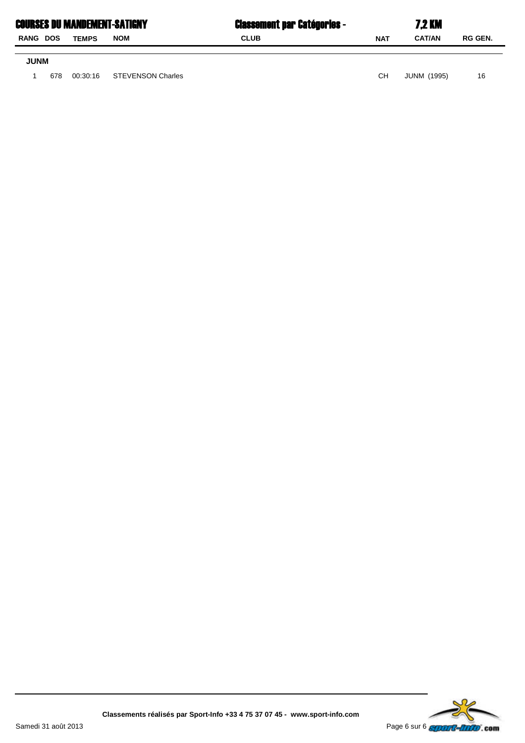| RANG | DOS | TEMPS | NOM | CLUB | NAT | CAT/AN | RG GEN. |
|---|---|---|---|---|---|---|---|
| **JUNM** | | | | | | | |
| 1 | 678 | 00:30:16 | STEVENSON Charles | | CH | JUNM (1995) | 16 |

Classements réalisés par Sport-Info +33 4 75 37 07 45 - www.sport-info.com

Samedi 31 août 2013